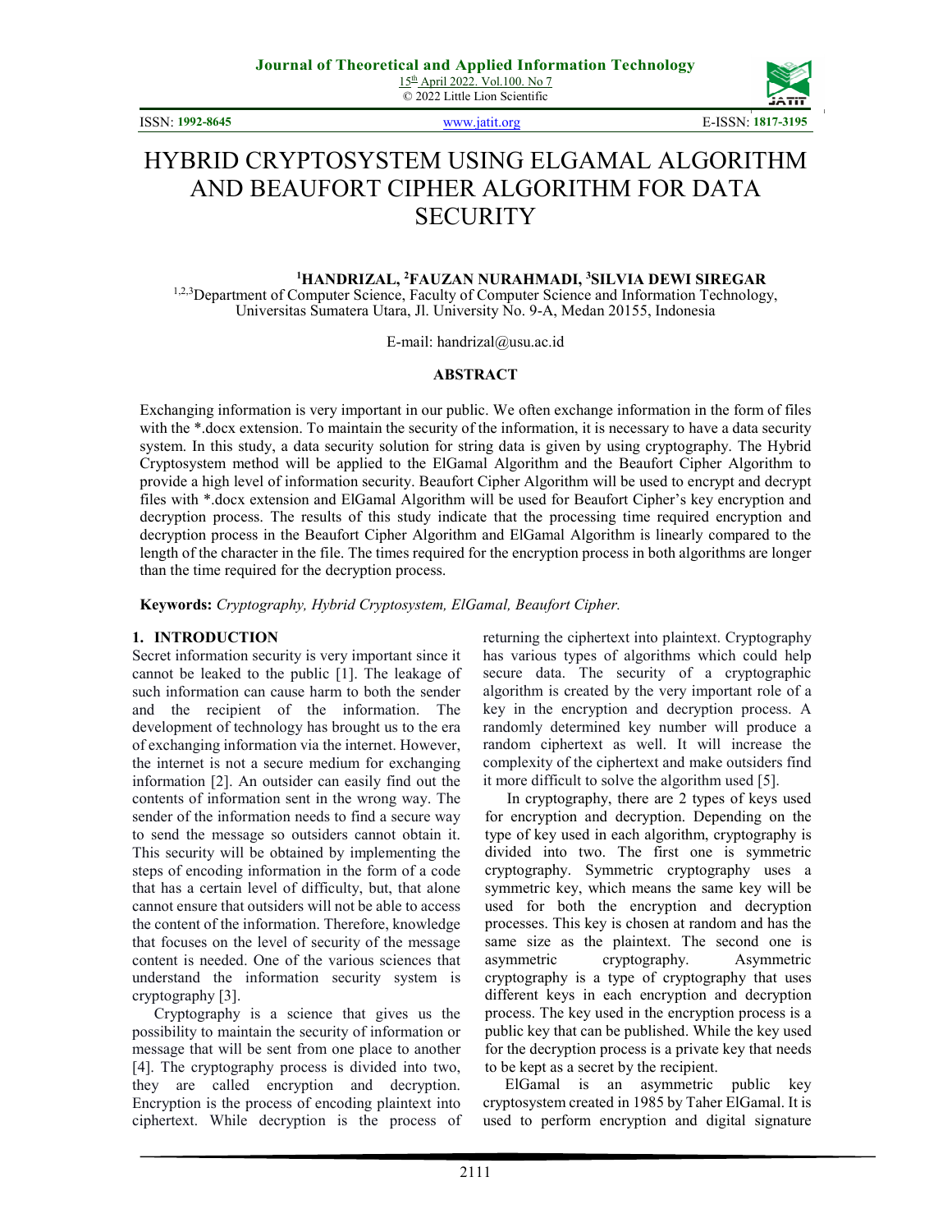# HYBRID CRYPTOSYSTEM USING ELGAMAL ALGORITHM AND BEAUFORT CIPHER ALGORITHM FOR DATA SECURITY

**[1]HANDRIZAL, [2]FAUZAN NURAHMADI, [3]SILVIA DEWI SIREGAR**

[1,2,3]Department of Computer Science, Faculty of Computer Science and Information Technology, Universitas Sumatera Utara, Jl. University No. 9-A, Medan 20155, Indonesia

E-mail: handrizal@usu.ac.id

## ABSTRACT

Exchanging information is very important in our public. We often exchange information in the form of files with the *.docx extension. To maintain the security of the information, it is necessary to have a data security system. In this study, a data security solution for string data is given by using cryptography. The Hybrid Cryptosystem method will be applied to the ElGamal Algorithm and the Beaufort Cipher Algorithm to provide a high level of information security. Beaufort Cipher Algorithm will be used to encrypt and decrypt files with *.docx extension and ElGamal Algorithm will be used for Beaufort Cipher's key encryption and decryption process. The results of this study indicate that the processing time required encryption and decryption process in the Beaufort Cipher Algorithm and ElGamal Algorithm is linearly compared to the length of the character in the file. The times required for the encryption process in both algorithms are longer than the time required for the decryption process.

**Keywords:** *Cryptography, Hybrid Cryptosystem, ElGamal, Beaufort Cipher.*

## 1. INTRODUCTION

Secret information security is very important since it cannot be leaked to the public [1]. The leakage of such information can cause harm to both the sender and the recipient of the information. The development of technology has brought us to the era of exchanging information via the internet. However, the internet is not a secure medium for exchanging information [2]. An outsider can easily find out the contents of information sent in the wrong way. The sender of the information needs to find a secure way to send the message so outsiders cannot obtain it. This security will be obtained by implementing the steps of encoding information in the form of a code that has a certain level of difficulty, but, that alone cannot ensure that outsiders will not be able to access the content of the information. Therefore, knowledge that focuses on the level of security of the message content is needed. One of the various sciences that understand the information security system is cryptography [3].

Cryptography is a science that gives us the possibility to maintain the security of information or message that will be sent from one place to another [4]. The cryptography process is divided into two, they are called encryption and decryption. Encryption is the process of encoding plaintext into ciphertext. While decryption is the process of returning the ciphertext into plaintext. Cryptography has various types of algorithms which could help secure data. The security of a cryptographic algorithm is created by the very important role of a key in the encryption and decryption process. A randomly determined key number will produce a random ciphertext as well. It will increase the complexity of the ciphertext and make outsiders find it more difficult to solve the algorithm used [5].

In cryptography, there are 2 types of keys used for encryption and decryption. Depending on the type of key used in each algorithm, cryptography is divided into two. The first one is symmetric cryptography. Symmetric cryptography uses a symmetric key, which means the same key will be used for both the encryption and decryption processes. This key is chosen at random and has the same size as the plaintext. The second one is asymmetric cryptography. Asymmetric cryptography is a type of cryptography that uses different keys in each encryption and decryption process. The key used in the encryption process is a public key that can be published. While the key used for the decryption process is a private key that needs to be kept as a secret by the recipient.

ElGamal is an asymmetric public key cryptosystem created in 1985 by Taher ElGamal. It is used to perform encryption and digital signature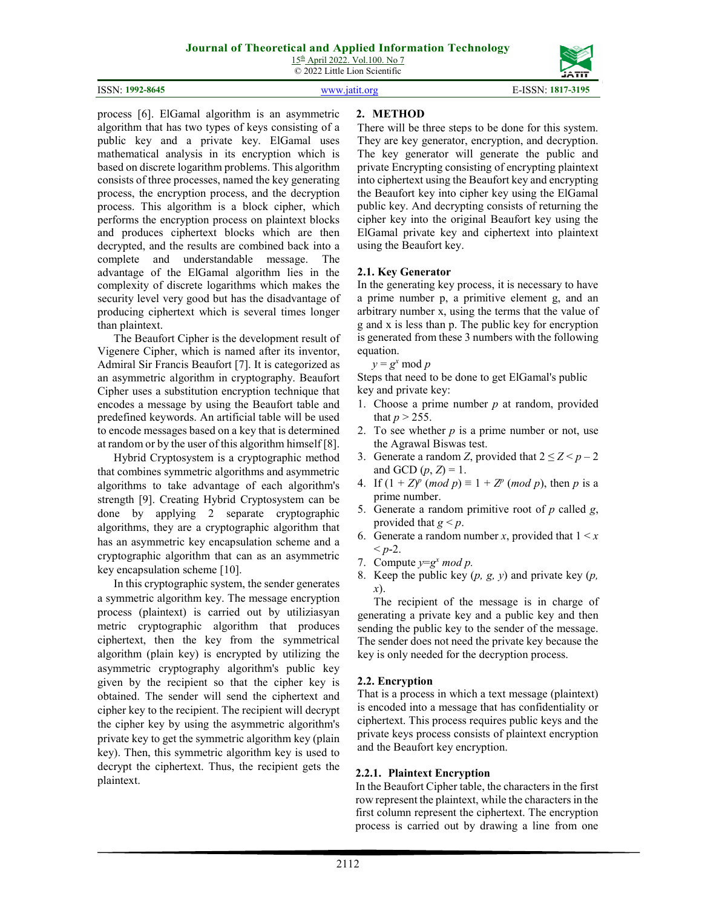process [6]. ElGamal algorithm is an asymmetric algorithm that has two types of keys consisting of a public key and a private key. ElGamal uses mathematical analysis in its encryption which is based on discrete logarithm problems. This algorithm consists of three processes, named the key generating process, the encryption process, and the decryption process. This algorithm is a block cipher, which performs the encryption process on plaintext blocks and produces ciphertext blocks which are then decrypted, and the results are combined back into a complete and understandable message. The advantage of the ElGamal algorithm lies in the complexity of discrete logarithms which makes the security level very good but has the disadvantage of producing ciphertext which is several times longer than plaintext.

The Beaufort Cipher is the development result of Vigenere Cipher, which is named after its inventor, Admiral Sir Francis Beaufort [7]. It is categorized as an asymmetric algorithm in cryptography. Beaufort Cipher uses a substitution encryption technique that encodes a message by using the Beaufort table and predefined keywords. An artificial table will be used to encode messages based on a key that is determined at random or by the user of this algorithm himself [8].

Hybrid Cryptosystem is a cryptographic method that combines symmetric algorithms and asymmetric algorithms to take advantage of each algorithm's strength [9]. Creating Hybrid Cryptosystem can be done by applying 2 separate cryptographic algorithms, they are a cryptographic algorithm that has an asymmetric key encapsulation scheme and a cryptographic algorithm that can as an asymmetric key encapsulation scheme [10].

In this cryptographic system, the sender generates a symmetric algorithm key. The message encryption process (plaintext) is carried out by utiliziasyan metric cryptographic algorithm that produces ciphertext, then the key from the symmetrical algorithm (plain key) is encrypted by utilizing the asymmetric cryptography algorithm's public key given by the recipient so that the cipher key is obtained. The sender will send the ciphertext and cipher key to the recipient. The recipient will decrypt the cipher key by using the asymmetric algorithm's private key to get the symmetric algorithm key (plain key). Then, this symmetric algorithm key is used to decrypt the ciphertext. Thus, the recipient gets the plaintext.

## 2. METHOD

There will be three steps to be done for this system. They are key generator, encryption, and decryption. The key generator will generate the public and private Encrypting consisting of encrypting plaintext into ciphertext using the Beaufort key and encrypting the Beaufort key into cipher key using the ElGamal public key. And decrypting consists of returning the cipher key into the original Beaufort key using the ElGamal private key and ciphertext into plaintext using the Beaufort key.

### 2.1. Key Generator

In the generating key process, it is necessary to have a prime number p, a primitive element g, and an arbitrary number x, using the terms that the value of g and x is less than p. The public key for encryption is generated from these 3 numbers with the following equation.

$$y = g^x \bmod p$$

Steps that need to be done to get ElGamal's public key and private key:

1. Choose a prime number $p$ at random, provided that $p > 255$.
2. To see whether $p$ is a prime number or not, use the Agrawal Biswas test.
3. Generate a random $Z$, provided that $2 \leq Z < p - 2$ and GCD ($p$, $Z$) = 1.
4. If $(1 + Z)^p \ (mod\ p) \equiv 1 + Z^p \ (mod\ p)$, then $p$ is a prime number.
5. Generate a random primitive root of $p$ called $g$, provided that $g < p$.
6. Generate a random number $x$, provided that $1 < x < p$-2.
7. Compute $y = g^x \ mod\ p$.
8. Keep the public key ($p, g, y$) and private key ($p, x$).

The recipient of the message is in charge of generating a private key and a public key and then sending the public key to the sender of the message. The sender does not need the private key because the key is only needed for the decryption process.

### 2.2. Encryption

That is a process in which a text message (plaintext) is encoded into a message that has confidentiality or ciphertext. This process requires public keys and the private keys process consists of plaintext encryption and the Beaufort key encryption.

#### 2.2.1. Plaintext Encryption

In the Beaufort Cipher table, the characters in the first row represent the plaintext, while the characters in the first column represent the ciphertext. The encryption process is carried out by drawing a line from one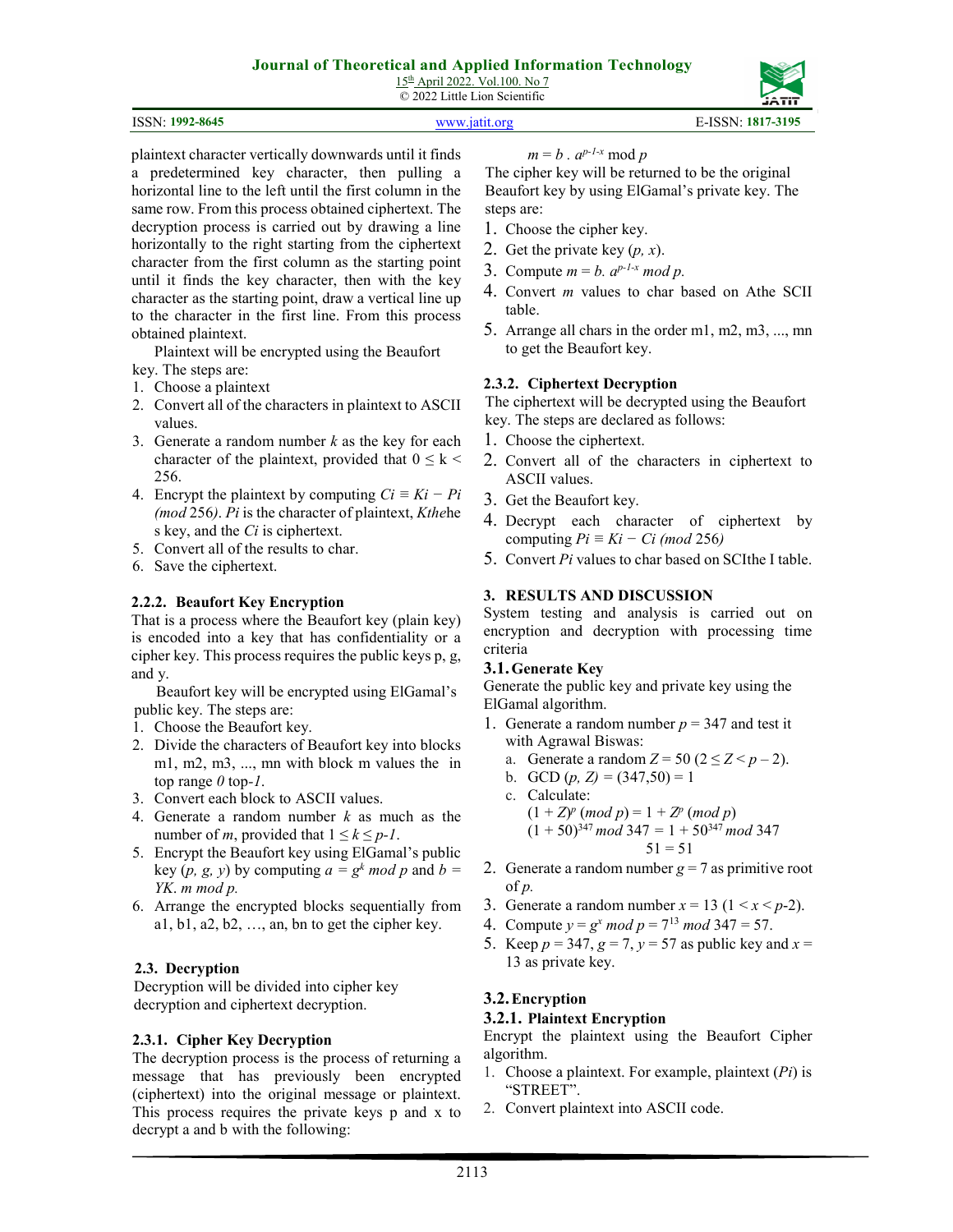plaintext character vertically downwards until it finds a predetermined key character, then pulling a horizontal line to the left until the first column in the same row. From this process obtained ciphertext. The decryption process is carried out by drawing a line horizontally to the right starting from the ciphertext character from the first column as the starting point until it finds the key character, then with the key character as the starting point, draw a vertical line up to the character in the first line. From this process obtained plaintext.

Plaintext will be encrypted using the Beaufort key. The steps are:

1. Choose a plaintext
2. Convert all of the characters in plaintext to ASCII values.
3. Generate a random number $k$ as the key for each character of the plaintext, provided that $0 \leq k < 256$.
4. Encrypt the plaintext by computing $Ci \equiv Ki - Pi$ $(mod\ 256)$. $Pi$ is the character of plaintext, *Kthe*he s key, and the $Ci$ is ciphertext.
5. Convert all of the results to char.
6. Save the ciphertext.

#### 2.2.2. Beaufort Key Encryption

That is a process where the Beaufort key (plain key) is encoded into a key that has confidentiality or a cipher key. This process requires the public keys p, g, and y.

Beaufort key will be encrypted using ElGamal's public key. The steps are:

1. Choose the Beaufort key.
2. Divide the characters of Beaufort key into blocks m1, m2, m3, ..., mn with block m values the in top range *0* top-*1*.
3. Convert each block to ASCII values.
4. Generate a random number $k$ as much as the number of $m$, provided that $1 \leq k \leq p\text{-}1$.
5. Encrypt the Beaufort key using ElGamal's public key $(p, g, y)$ by computing $a = g^k \ mod\ p$ and $b = YK.\ m\ mod\ p$.
6. Arrange the encrypted blocks sequentially from a1, b1, a2, b2, …, an, bn to get the cipher key.

### 2.3. Decryption

Decryption will be divided into cipher key decryption and ciphertext decryption.

#### 2.3.1. Cipher Key Decryption

The decryption process is the process of returning a message that has previously been encrypted (ciphertext) into the original message or plaintext. This process requires the private keys p and x to decrypt a and b with the following:

$$m = b\ .\ a^{p-1-x} \text{ mod } p$$

The cipher key will be returned to be the original Beaufort key by using ElGamal's private key. The steps are:

1. Choose the cipher key.
2. Get the private key $(p, x)$.
3. Compute $m = b.\ a^{p-1-x}\ mod\ p$.
4. Convert $m$ values to char based on Athe SCII table.
5. Arrange all chars in the order m1, m2, m3, ..., mn to get the Beaufort key.

#### 2.3.2. Ciphertext Decryption

The ciphertext will be decrypted using the Beaufort key. The steps are declared as follows:

1. Choose the ciphertext.
2. Convert all of the characters in ciphertext to ASCII values.
3. Get the Beaufort key.
4. Decrypt each character of ciphertext by computing $Pi \equiv Ki - Ci\ (mod\ 256)$
5. Convert $Pi$ values to char based on SCIthe I table.

## 3. RESULTS AND DISCUSSION

System testing and analysis is carried out on encryption and decryption with processing time criteria

### 3.1. Generate Key

Generate the public key and private key using the ElGamal algorithm.

1. Generate a random number $p = 347$ and test it with Agrawal Biswas:
   a. Generate a random $Z = 50$ $(2 \leq Z < p - 2)$.
   b. GCD $(p, Z) = (347, 50) = 1$
   c. Calculate:
      $(1 + Z)^p\ (mod\ p) = 1 + Z^p\ (mod\ p)$
      $(1 + 50)^{347}\ mod\ 347 = 1 + 50^{347}\ mod\ 347$
      $51 = 51$
2. Generate a random number $g = 7$ as primitive root of $p$.
3. Generate a random number $x = 13$ $(1 < x < p\text{-}2)$.
4. Compute $y = g^x\ mod\ p = 7^{13}\ mod\ 347 = 57$.
5. Keep $p = 347$, $g = 7$, $y = 57$ as public key and $x = 13$ as private key.

### 3.2. Encryption

#### 3.2.1. Plaintext Encryption

Encrypt the plaintext using the Beaufort Cipher algorithm.

1. Choose a plaintext. For example, plaintext ($Pi$) is "STREET".
2. Convert plaintext into ASCII code.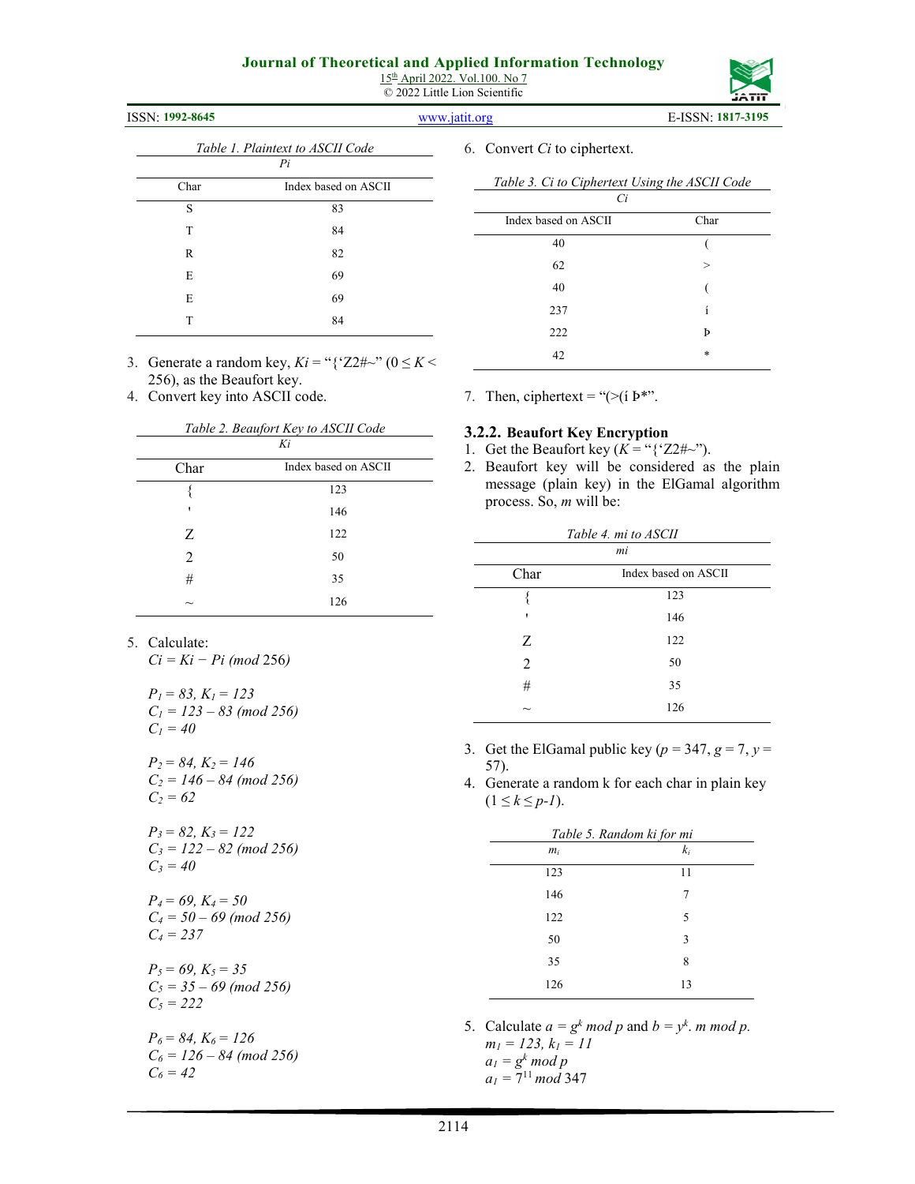Table 1. Plaintext to ASCII Code

| *Pi* | |
|---|---|
| Char | Index based on ASCII |
| S | 83 |
| T | 84 |
| R | 82 |
| E | 69 |
| E | 69 |
| T | 84 |

3. Generate a random key, *Ki* = "{'Z2#~" ($0 \leq K < 256$), as the Beaufort key.
4. Convert key into ASCII code.

Table 2. Beaufort Key to ASCII Code

| *Ki* | |
|---|---|
| Char | Index based on ASCII |
| { | 123 |
| ' | 146 |
| Z | 122 |
| 2 | 50 |
| # | 35 |
| ~ | 126 |

5. Calculate:
   $Ci = Ki - Pi \ (mod\ 256)$

   $P_1 = 83, K_1 = 123$
   $C_1 = 123 - 83 \ (mod\ 256)$
   $C_1 = 40$

   $P_2 = 84, K_2 = 146$
   $C_2 = 146 - 84 \ (mod\ 256)$
   $C_2 = 62$

   $P_3 = 82, K_3 = 122$
   $C_3 = 122 - 82 \ (mod\ 256)$
   $C_3 = 40$

   $P_4 = 69, K_4 = 50$
   $C_4 = 50 - 69 \ (mod\ 256)$
   $C_4 = 237$

   $P_5 = 69, K_5 = 35$
   $C_5 = 35 - 69 \ (mod\ 256)$
   $C_5 = 222$

   $P_6 = 84, K_6 = 126$
   $C_6 = 126 - 84 \ (mod\ 256)$
   $C_6 = 42$

6. Convert *Ci* to ciphertext.

Table 3. Ci to Ciphertext Using the ASCII Code

| *Ci* | |
|---|---|
| Index based on ASCII | Char |
| 40 | ( |
| 62 | > |
| 40 | ( |
| 237 | í |
| 222 | Þ |
| 42 | * |

7. Then, ciphertext = "(>(í Þ*".

### 3.2.2. Beaufort Key Encryption

1. Get the Beaufort key (*K* = "{'Z2#~").
2. Beaufort key will be considered as the plain message (plain key) in the ElGamal algorithm process. So, *m* will be:

Table 4. mi to ASCII

| *mi* | |
|---|---|
| Char | Index based on ASCII |
| { | 123 |
| ' | 146 |
| Z | 122 |
| 2 | 50 |
| # | 35 |
| ~ | 126 |

3. Get the ElGamal public key ($p = 347$, $g = 7$, $y = 57$).
4. Generate a random k for each char in plain key ($1 \leq k \leq p\text{-}1$).

Table 5. Random ki for mi

| $m_i$ | $k_i$ |
|---|---|
| 123 | 11 |
| 146 | 7 |
| 122 | 5 |
| 50 | 3 |
| 35 | 8 |
| 126 | 13 |

5. Calculate $a = g^k \ mod\ p$ and $b = y^k.\ m\ mod\ p$.
   $m_1 = 123, k_1 = 11$
   $a_1 = g^k \ mod\ p$
   $a_1 = 7^{11} \ mod\ 347$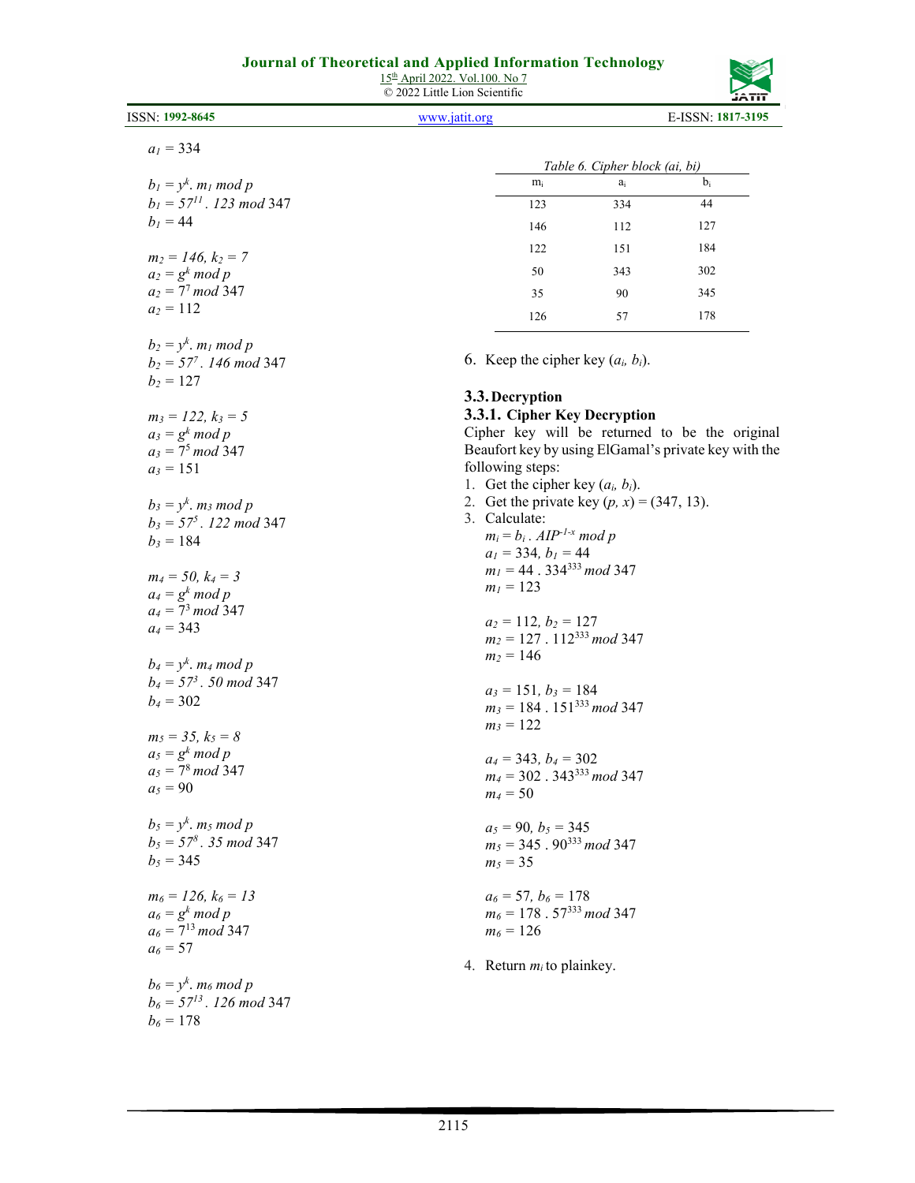$a_1 = 334$

$b_1 = y^k . m_1 \bmod p$
$b_1 = 57^{11} . 123 \bmod 347$
$b_1 = 44$

$m_2 = 146, k_2 = 7$
$a_2 = g^k \bmod p$
$a_2 = 7^7 \bmod 347$
$a_2 = 112$

$b_2 = y^k . m_1 \bmod p$
$b_2 = 57^7 . 146 \bmod 347$
$b_2 = 127$

$m_3 = 122, k_3 = 5$
$a_3 = g^k \bmod p$
$a_3 = 7^5 \bmod 347$
$a_3 = 151$

$b_3 = y^k . m_3 \bmod p$
$b_3 = 57^5 . 122 \bmod 347$
$b_3 = 184$

$m_4 = 50, k_4 = 3$
$a_4 = g^k \bmod p$
$a_4 = 7^3 \bmod 347$
$a_4 = 343$

$b_4 = y^k . m_4 \bmod p$
$b_4 = 57^3 . 50 \bmod 347$
$b_4 = 302$

$m_5 = 35, k_5 = 8$
$a_5 = g^k \bmod p$
$a_5 = 7^8 \bmod 347$
$a_5 = 90$

$b_5 = y^k . m_5 \bmod p$
$b_5 = 57^8 . 35 \bmod 347$
$b_5 = 345$

$m_6 = 126, k_6 = 13$
$a_6 = g^k \bmod p$
$a_6 = 7^{13} \bmod 347$
$a_6 = 57$

$b_6 = y^k . m_6 \bmod p$
$b_6 = 57^{13} . 126 \bmod 347$
$b_6 = 178$

*Table 6. Cipher block (ai, bi)*

| $m_i$ | $a_i$ | $b_i$ |
|---|---|---|
| 123 | 334 | 44 |
| 146 | 112 | 127 |
| 122 | 151 | 184 |
| 50 | 343 | 302 |
| 35 | 90 | 345 |
| 126 | 57 | 178 |

6. Keep the cipher key ($a_i$, $b_i$).

## 3.3. Decryption

### 3.3.1. Cipher Key Decryption

Cipher key will be returned to be the original Beaufort key by using ElGamal's private key with the following steps:

1. Get the cipher key ($a_i$, $b_i$).
2. Get the private key ($p$, $x$) = (347, 13).
3. Calculate:

   $m_i = b_i . AIP^{-1-x} \bmod p$
   $a_1 = 334, b_1 = 44$
   $m_1 = 44 . 334^{333} \bmod 347$
   $m_1 = 123$

   $a_2 = 112, b_2 = 127$
   $m_2 = 127 . 112^{333} \bmod 347$
   $m_2 = 146$

   $a_3 = 151, b_3 = 184$
   $m_3 = 184 . 151^{333} \bmod 347$
   $m_3 = 122$

   $a_4 = 343, b_4 = 302$
   $m_4 = 302 . 343^{333} \bmod 347$
   $m_4 = 50$

   $a_5 = 90, b_5 = 345$
   $m_5 = 345 . 90^{333} \bmod 347$
   $m_5 = 35$

   $a_6 = 57, b_6 = 178$
   $m_6 = 178 . 57^{333} \bmod 347$
   $m_6 = 126$

4. Return $m_i$ to plainkey.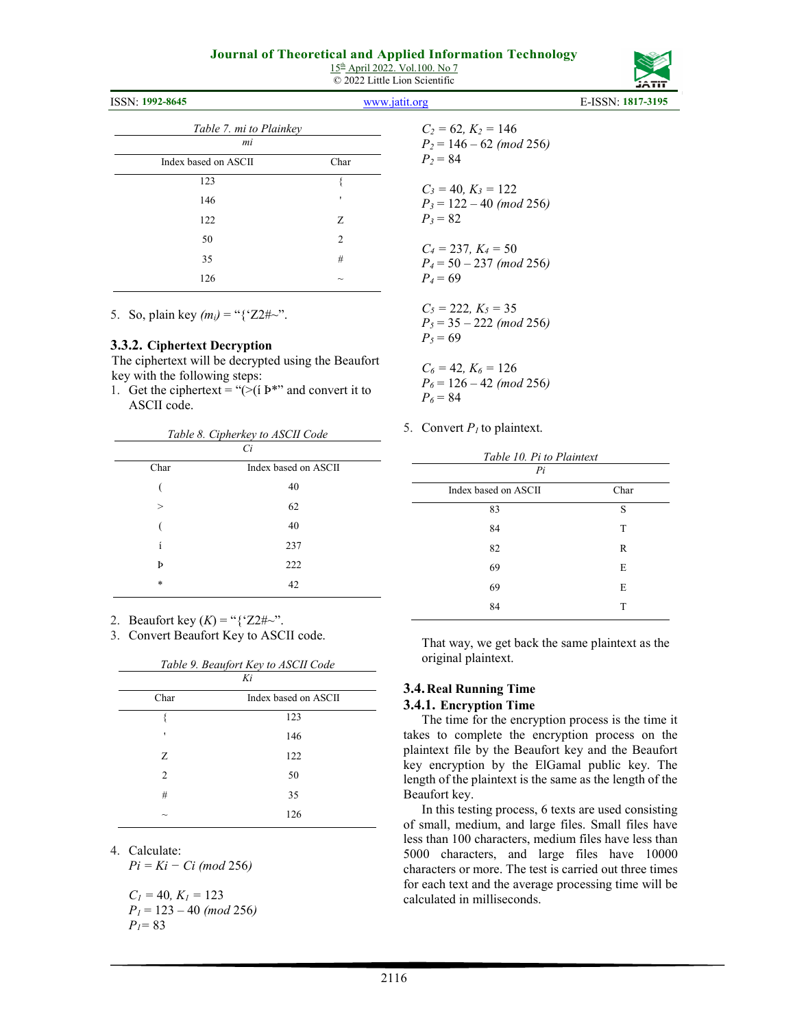*Table 7. mi to Plainkey*

| *mi* | |
|---|---|
| Index based on ASCII | Char |
| 123 | { |
| 146 | ' |
| 122 | Z |
| 50 | 2 |
| 35 | # |
| 126 | ~ |

5. So, plain key $(m_i)$ = "{'Z2#~".

### 3.3.2. Ciphertext Decryption

The ciphertext will be decrypted using the Beaufort key with the following steps:

1. Get the ciphertext = "(>(í Þ*" and convert it to ASCII code.

*Table 8. Cipherkey to ASCII Code*

| *Ci* | |
|---|---|
| Char | Index based on ASCII |
| ( | 40 |
| > | 62 |
| ( | 40 |
| í | 237 |
| Þ | 222 |
| * | 42 |

2. Beaufort key $(K)$ = "{'Z2#~".
3. Convert Beaufort Key to ASCII code.

*Table 9. Beaufort Key to ASCII Code*

| *Ki* | |
|---|---|
| Char | Index based on ASCII |
| { | 123 |
| ' | 146 |
| Z | 122 |
| 2 | 50 |
| # | 35 |
| ~ | 126 |

4. Calculate:
   $Pi = Ki - Ci \ (mod\ 256)$

   $C_1 = 40,\ K_1 = 123$
   $P_1 = 123 - 40 \ (mod\ 256)$
   $P_1 = 83$

   $C_2 = 62,\ K_2 = 146$
   $P_2 = 146 - 62 \ (mod\ 256)$
   $P_2 = 84$

   $C_3 = 40,\ K_3 = 122$
   $P_3 = 122 - 40 \ (mod\ 256)$
   $P_3 = 82$

   $C_4 = 237,\ K_4 = 50$
   $P_4 = 50 - 237 \ (mod\ 256)$
   $P_4 = 69$

   $C_5 = 222,\ K_5 = 35$
   $P_5 = 35 - 222 \ (mod\ 256)$
   $P_5 = 69$

   $C_6 = 42,\ K_6 = 126$
   $P_6 = 126 - 42 \ (mod\ 256)$
   $P_6 = 84$

5. Convert $P_i$ to plaintext.

*Table 10. Pi to Plaintext*

| *Pi* | |
|---|---|
| Index based on ASCII | Char |
| 83 | S |
| 84 | T |
| 82 | R |
| 69 | E |
| 69 | E |
| 84 | T |

That way, we get back the same plaintext as the original plaintext.

## 3.4. Real Running Time

### 3.4.1. Encryption Time

The time for the encryption process is the time it takes to complete the encryption process on the plaintext file by the Beaufort key and the Beaufort key encryption by the ElGamal public key. The length of the plaintext is the same as the length of the Beaufort key.

In this testing process, 6 texts are used consisting of small, medium, and large files. Small files have less than 100 characters, medium files have less than 5000 characters, and large files have 10000 characters or more. The test is carried out three times for each text and the average processing time will be calculated in milliseconds.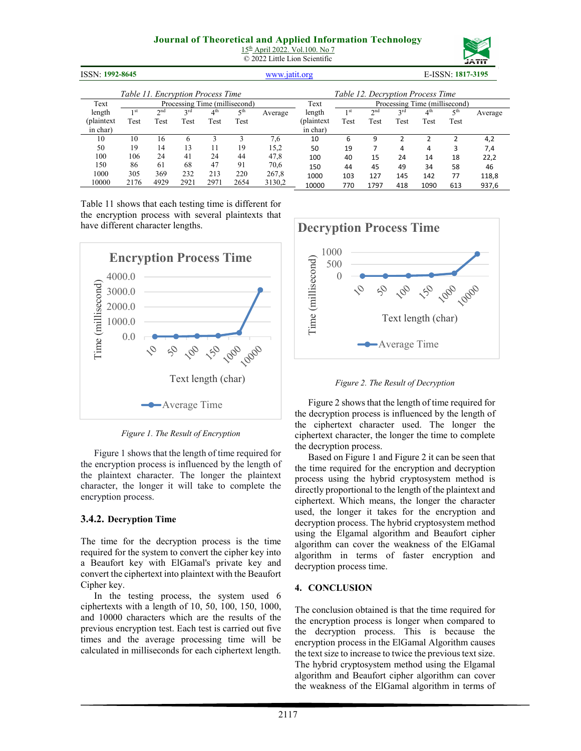Table 11. Encryption Process Time

| Text length (plaintext in char) | Processing Time (millisecond) | | | | | |
|---|---|---|---|---|---|---|
| | 1st Test | 2nd Test | 3rd Test | 4th Test | 5th Test | Average |
| 10 | 10 | 16 | 6 | 3 | 3 | 7,6 |
| 50 | 19 | 14 | 13 | 11 | 19 | 15,2 |
| 100 | 106 | 24 | 41 | 24 | 44 | 47,8 |
| 150 | 86 | 61 | 68 | 47 | 91 | 70,6 |
| 1000 | 305 | 369 | 232 | 213 | 220 | 267,8 |
| 10000 | 2176 | 4929 | 2921 | 2971 | 2654 | 3130,2 |

Table 11 shows that each testing time is different for the encryption process with several plaintexts that have different character lengths.

Figure 1. The Result of Encryption

Figure 1 shows that the length of time required for the encryption process is influenced by the length of the plaintext character. The longer the plaintext character, the longer it will take to complete the encryption process.

### 3.4.2. Decryption Time

The time for the decryption process is the time required for the system to convert the cipher key into a Beaufort key with ElGamal's private key and convert the ciphertext into plaintext with the Beaufort Cipher key.

In the testing process, the system used 6 ciphertexts with a length of 10, 50, 100, 150, 1000, and 10000 characters which are the results of the previous encryption test. Each test is carried out five times and the average processing time will be calculated in milliseconds for each ciphertext length.

Table 12. Decryption Process Time

| Text length (plaintext in char) | Processing Time (millisecond) | | | | | |
|---|---|---|---|---|---|---|
| | 1st Test | 2nd Test | 3rd Test | 4th Test | 5th Test | Average |
| 10 | 6 | 9 | 2 | 2 | 2 | 4,2 |
| 50 | 19 | 7 | 4 | 4 | 3 | 7,4 |
| 100 | 40 | 15 | 24 | 14 | 18 | 22,2 |
| 150 | 44 | 45 | 49 | 34 | 58 | 46 |
| 1000 | 103 | 127 | 145 | 142 | 77 | 118,8 |
| 10000 | 770 | 1797 | 418 | 1090 | 613 | 937,6 |

Figure 2. The Result of Decryption

Figure 2 shows that the length of time required for the decryption process is influenced by the length of the ciphertext character used. The longer the ciphertext character, the longer the time to complete the decryption process.

Based on Figure 1 and Figure 2 it can be seen that the time required for the encryption and decryption process using the hybrid cryptosystem method is directly proportional to the length of the plaintext and ciphertext. Which means, the longer the character used, the longer it takes for the encryption and decryption process. The hybrid cryptosystem method using the Elgamal algorithm and Beaufort cipher algorithm can cover the weakness of the ElGamal algorithm in terms of faster encryption and decryption process time.

## 4. CONCLUSION

The conclusion obtained is that the time required for the encryption process is longer when compared to the decryption process. This is because the encryption process in the ElGamal Algorithm causes the text size to increase to twice the previous text size. The hybrid cryptosystem method using the Elgamal algorithm and Beaufort cipher algorithm can cover the weakness of the ElGamal algorithm in terms of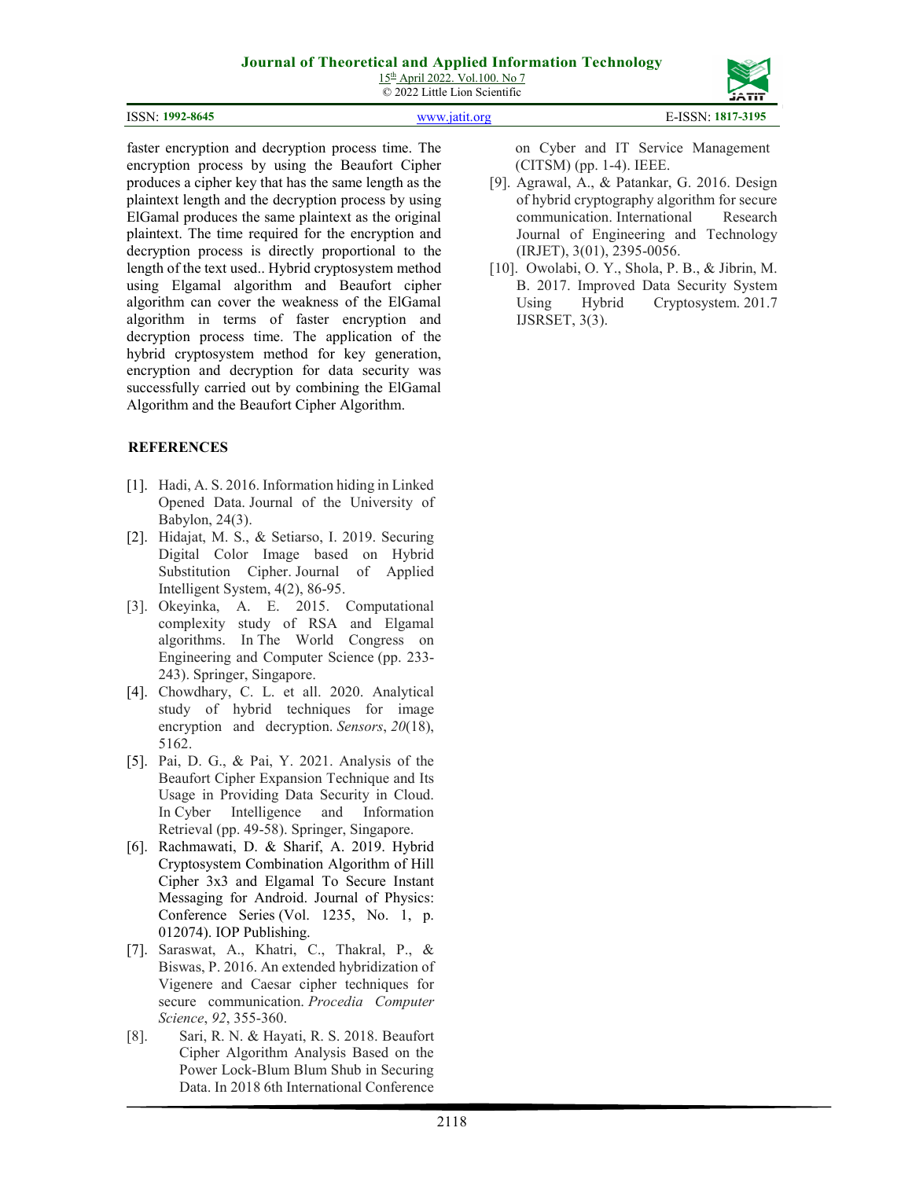faster encryption and decryption process time. The encryption process by using the Beaufort Cipher produces a cipher key that has the same length as the plaintext length and the decryption process by using ElGamal produces the same plaintext as the original plaintext. The time required for the encryption and decryption process is directly proportional to the length of the text used.. Hybrid cryptosystem method using Elgamal algorithm and Beaufort cipher algorithm can cover the weakness of the ElGamal algorithm in terms of faster encryption and decryption process time. The application of the hybrid cryptosystem method for key generation, encryption and decryption for data security was successfully carried out by combining the ElGamal Algorithm and the Beaufort Cipher Algorithm.

## REFERENCES

[1]. Hadi, A. S. 2016. Information hiding in Linked Opened Data. Journal of the University of Babylon, 24(3).

[2]. Hidajat, M. S., & Setiarso, I. 2019. Securing Digital Color Image based on Hybrid Substitution Cipher. Journal of Applied Intelligent System, 4(2), 86-95.

[3]. Okeyinka, A. E. 2015. Computational complexity study of RSA and Elgamal algorithms. In The World Congress on Engineering and Computer Science (pp. 233-243). Springer, Singapore.

[4]. Chowdhary, C. L. et all. 2020. Analytical study of hybrid techniques for image encryption and decryption. *Sensors*, *20*(18), 5162.

[5]. Pai, D. G., & Pai, Y. 2021. Analysis of the Beaufort Cipher Expansion Technique and Its Usage in Providing Data Security in Cloud. In Cyber Intelligence and Information Retrieval (pp. 49-58). Springer, Singapore.

[6]. Rachmawati, D. & Sharif, A. 2019. Hybrid Cryptosystem Combination Algorithm of Hill Cipher 3x3 and Elgamal To Secure Instant Messaging for Android. Journal of Physics: Conference Series (Vol. 1235, No. 1, p. 012074). IOP Publishing.

[7]. Saraswat, A., Khatri, C., Thakral, P., & Biswas, P. 2016. An extended hybridization of Vigenere and Caesar cipher techniques for secure communication. *Procedia Computer Science*, *92*, 355-360.

[8]. Sari, R. N. & Hayati, R. S. 2018. Beaufort Cipher Algorithm Analysis Based on the Power Lock-Blum Blum Shub in Securing Data. In 2018 6th International Conference on Cyber and IT Service Management (CITSM) (pp. 1-4). IEEE.

[9]. Agrawal, A., & Patankar, G. 2016. Design of hybrid cryptography algorithm for secure communication. International Research Journal of Engineering and Technology (IRJET), 3(01), 2395-0056.

[10]. Owolabi, O. Y., Shola, P. B., & Jibrin, M. B. 2017. Improved Data Security System Using Hybrid Cryptosystem. 201.7 IJSRSET, 3(3).